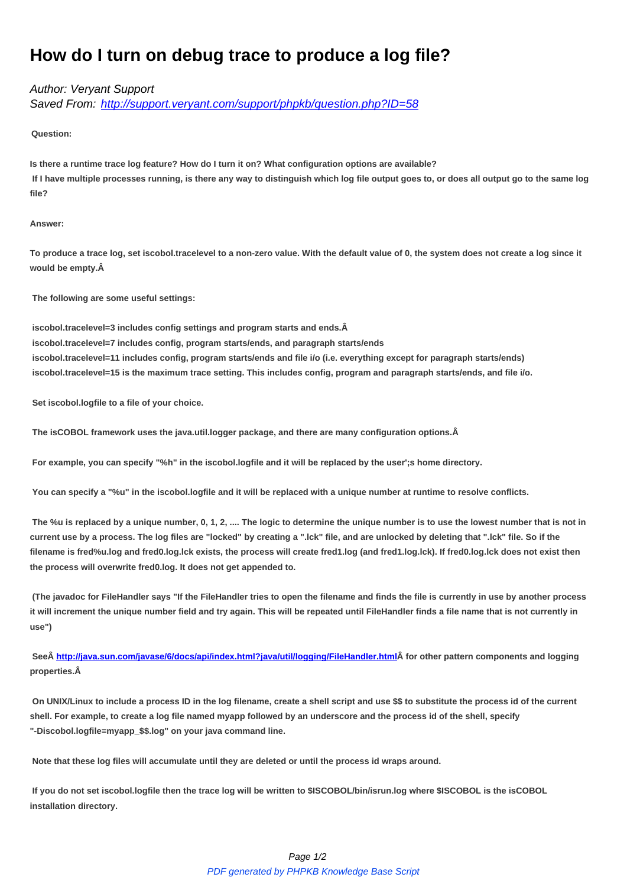# How do I turn on debug trace to produce a log file?

*Author: Veryant Support*
*Saved From: [http://support.veryant.com/support/phpkb/question.php?ID=58](http://support.veryant.com/support/phpkb/question.php?ID=58)*

**Question:**

**Is there a runtime trace log feature? How do I turn it on? What configuration options are available?**
**If I have multiple processes running, is there any way to distinguish which log file output goes to, or does all output go to the same log file?**

**Answer:**

**To produce a trace log, set iscobol.tracelevel to a non-zero value. With the default value of 0, the system does not create a log since it would be empty.Â**

**The following are some useful settings:**

**iscobol.tracelevel=3 includes config settings and program starts and ends.Â**
**iscobol.tracelevel=7 includes config, program starts/ends, and paragraph starts/ends**
**iscobol.tracelevel=11 includes config, program starts/ends and file i/o (i.e. everything except for paragraph starts/ends)**
**iscobol.tracelevel=15 is the maximum trace setting. This includes config, program and paragraph starts/ends, and file i/o.**

**Set iscobol.logfile to a file of your choice.**

**The isCOBOL framework uses the java.util.logger package, and there are many configuration options.Â**

**For example, you can specify "%h" in the iscobol.logfile and it will be replaced by the user';s home directory.**

**You can specify a "%u" in the iscobol.logfile and it will be replaced with a unique number at runtime to resolve conflicts.**

**The %u is replaced by a unique number, 0, 1, 2, .... The logic to determine the unique number is to use the lowest number that is not in current use by a process. The log files are "locked" by creating a ".lck" file, and are unlocked by deleting that ".lck" file. So if the filename is fred%u.log and fred0.log.lck exists, the process will create fred1.log (and fred1.log.lck). If fred0.log.lck does not exist then the process will overwrite fred0.log. It does not get appended to.**

**(The javadoc for FileHandler says "If the FileHandler tries to open the filename and finds the file is currently in use by another process it will increment the unique number field and try again. This will be repeated until FileHandler finds a file name that is not currently in use")**

**SeeÂ [http://java.sun.com/javase/6/docs/api/index.html?java/util/logging/FileHandler.html](http://java.sun.com/javase/6/docs/api/index.html?java/util/logging/FileHandler.html)Â for other pattern components and logging properties.Â**

**On UNIX/Linux to include a process ID in the log filename, create a shell script and use $$ to substitute the process id of the current shell. For example, to create a log file named myapp followed by an underscore and the process id of the shell, specify "-Discobol.logfile=myapp_$$.log" on your java command line.**

**Note that these log files will accumulate until they are deleted or until the process id wraps around.**

**If you do not set iscobol.logfile then the trace log will be written to $ISCOBOL/bin/isrun.log where $ISCOBOL is the isCOBOL installation directory.**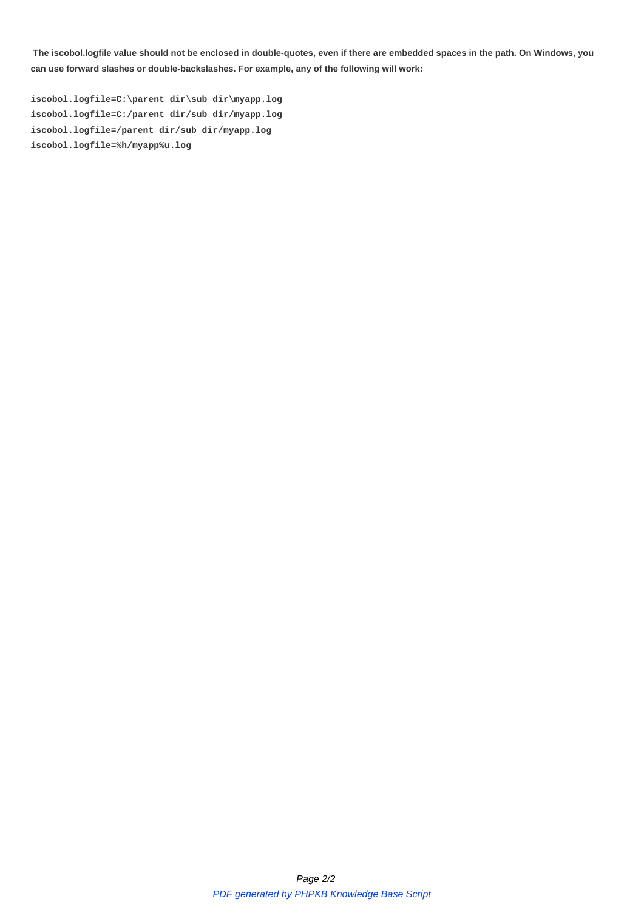**The iscobol.logfile value should not be enclosed in double-quotes, even if there are embedded spaces in the path. On Windows, you can use forward slashes or double-backslashes. For example, any of the following will work:**

```
iscobol.logfile=C:\parent dir\sub dir\myapp.log
iscobol.logfile=C:/parent dir/sub dir/myapp.log
iscobol.logfile=/parent dir/sub dir/myapp.log
iscobol.logfile=%h/myapp%u.log
```